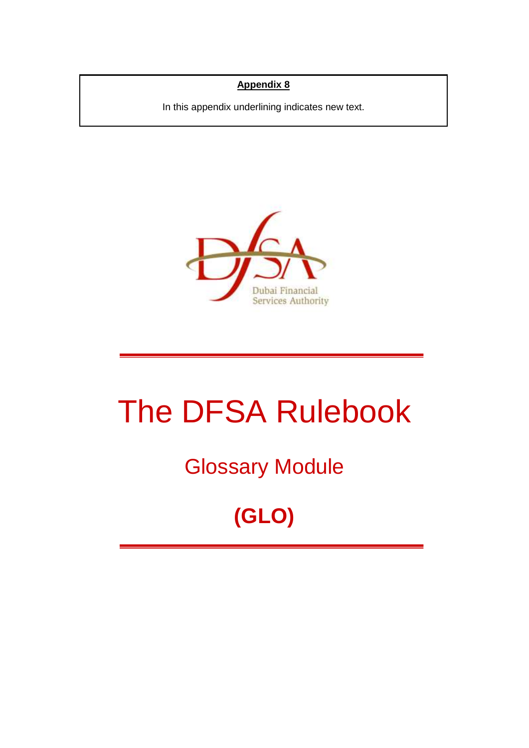**Appendix 8**

In this appendix underlining indicates new text.

# The DFSA Rulebook

## Glossary Module

## (GLO)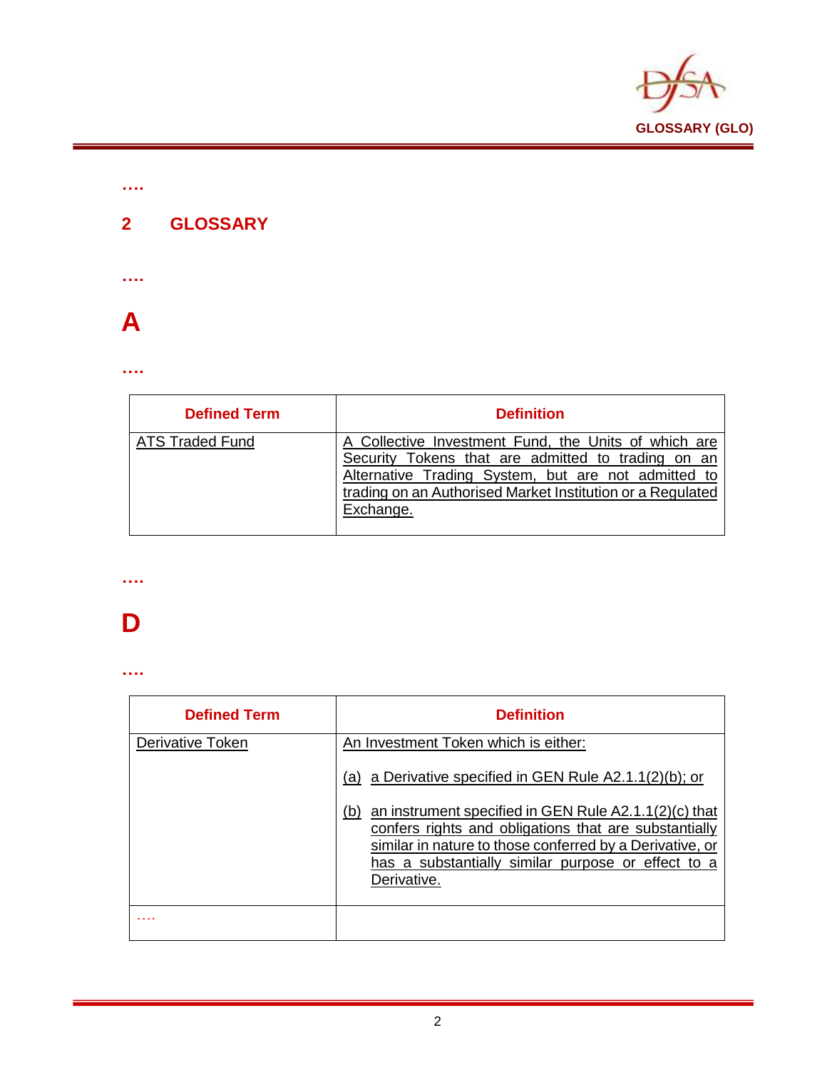….

## 2 GLOSSARY

….

# A

….

| Defined Term | Definition |
|---|---|
| ATS Traded Fund | A Collective Investment Fund, the Units of which are Security Tokens that are admitted to trading on an Alternative Trading System, but are not admitted to trading on an Authorised Market Institution or a Regulated Exchange. |

….

# D

….

| Defined Term | Definition |
|---|---|
| Derivative Token | An Investment Token which is either:<br><br>(a) a Derivative specified in GEN Rule A2.1.1(2)(b); or<br><br>(b) an instrument specified in GEN Rule A2.1.1(2)(c) that confers rights and obligations that are substantially similar in nature to those conferred by a Derivative, or has a substantially similar purpose or effect to a Derivative. |
| …. | |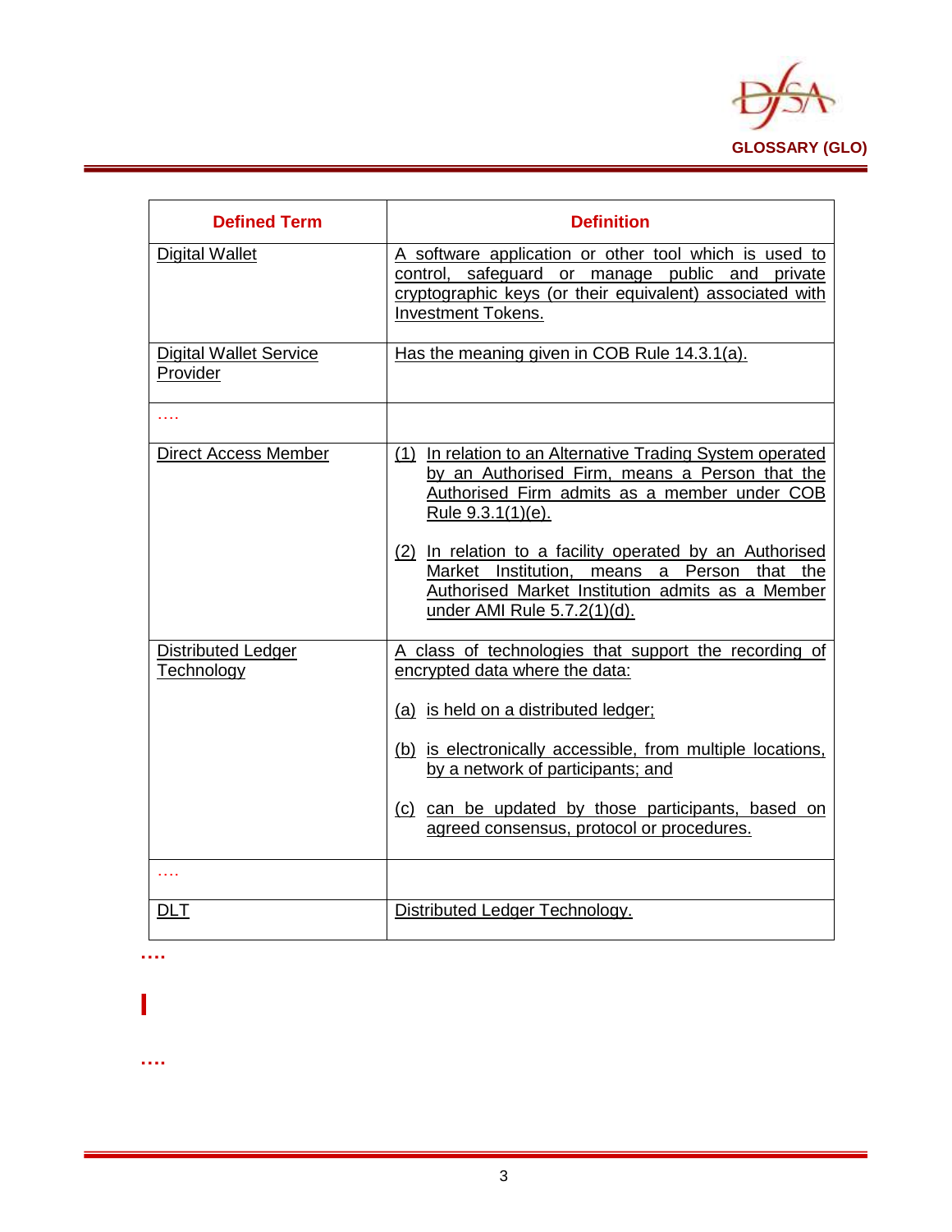| Defined Term | Definition |
|---|---|
| Digital Wallet | A software application or other tool which is used to control, safeguard or manage public and private cryptographic keys (or their equivalent) associated with Investment Tokens. |
| Digital Wallet Service Provider | Has the meaning given in COB Rule 14.3.1(a). |
| …. | |
| Direct Access Member | (1) In relation to an Alternative Trading System operated by an Authorised Firm, means a Person that the Authorised Firm admits as a member under COB Rule 9.3.1(1)(e).<br><br>(2) In relation to a facility operated by an Authorised Market Institution, means a Person that the Authorised Market Institution admits as a Member under AMI Rule 5.7.2(1)(d). |
| Distributed Ledger Technology | A class of technologies that support the recording of encrypted data where the data:<br><br>(a) is held on a distributed ledger;<br><br>(b) is electronically accessible, from multiple locations, by a network of participants; and<br><br>(c) can be updated by those participants, based on agreed consensus, protocol or procedures. |
| …. | |
| DLT | Distributed Ledger Technology. |

….

# I

….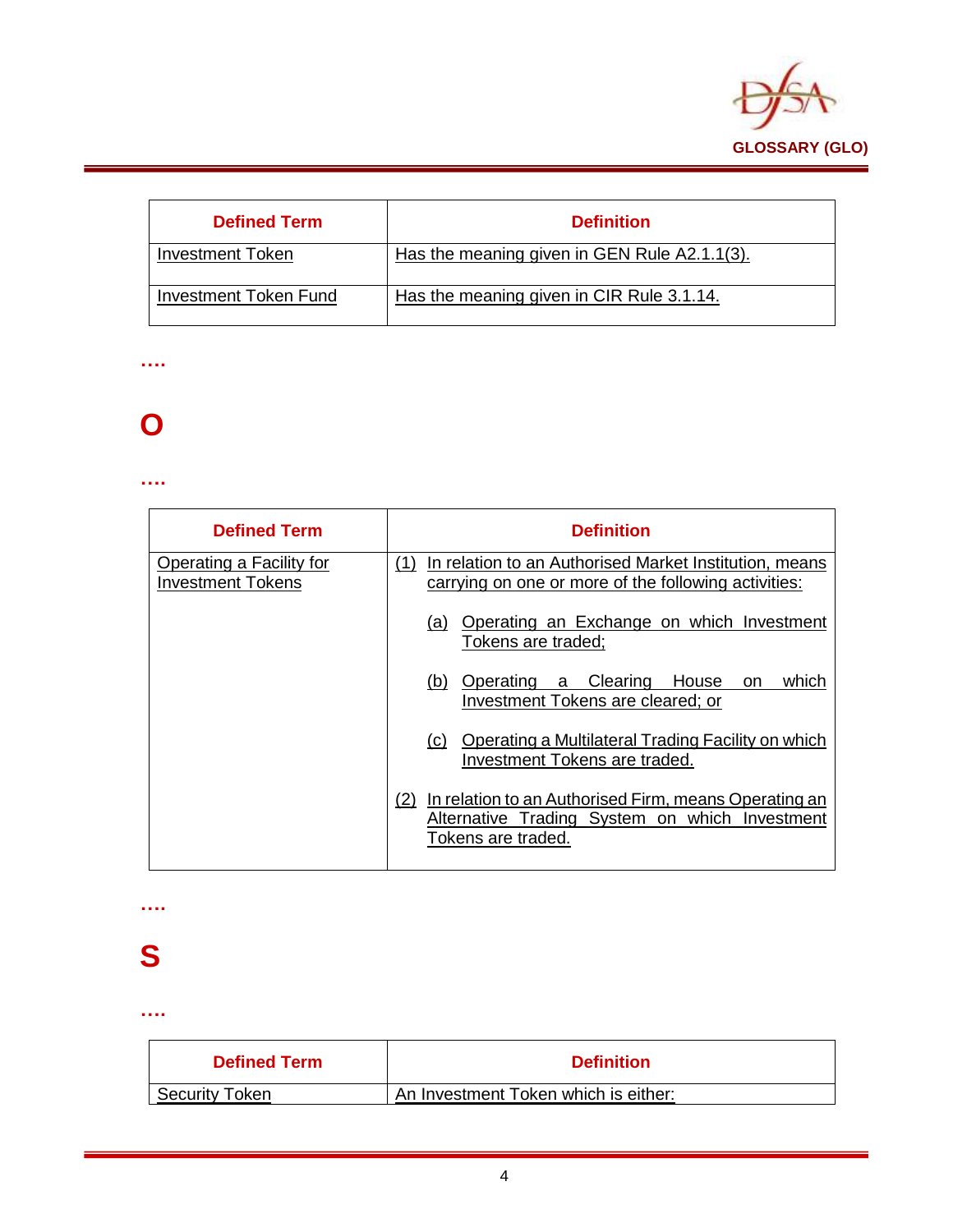| Defined Term | Definition |
|---|---|
| Investment Token | Has the meaning given in GEN Rule A2.1.1(3). |
| Investment Token Fund | Has the meaning given in CIR Rule 3.1.14. |

….

# O

….

| Defined Term | Definition |
|---|---|
| Operating a Facility for Investment Tokens | (1) In relation to an Authorised Market Institution, means carrying on one or more of the following activities: (a) Operating an Exchange on which Investment Tokens are traded; (b) Operating a Clearing House on which Investment Tokens are cleared; or (c) Operating a Multilateral Trading Facility on which Investment Tokens are traded. (2) In relation to an Authorised Firm, means Operating an Alternative Trading System on which Investment Tokens are traded. |

….

# S

….

| Defined Term | Definition |
|---|---|
| Security Token | An Investment Token which is either: |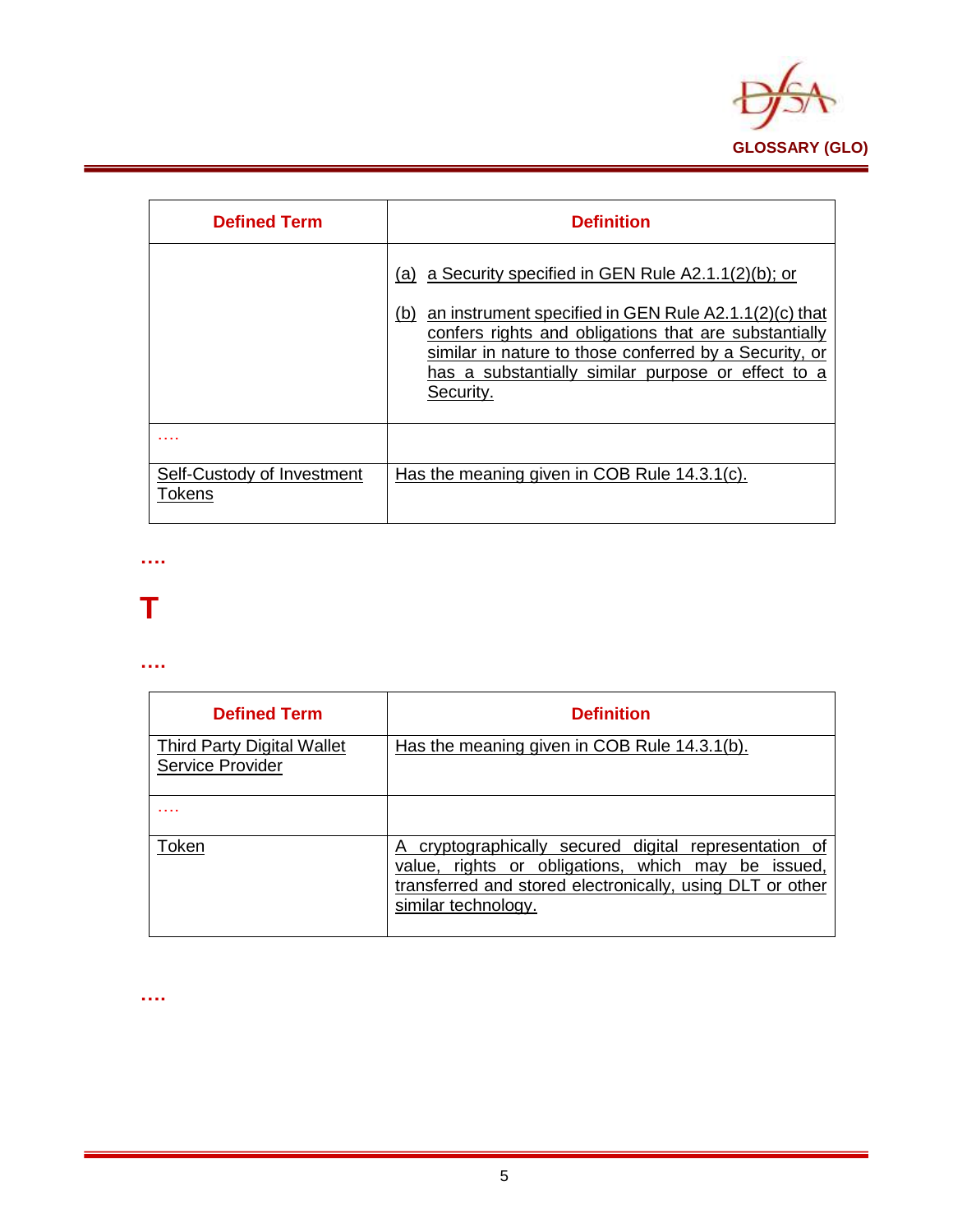| Defined Term | Definition |
|---|---|
| | (a) a Security specified in GEN Rule A2.1.1(2)(b); or<br><br>(b) an instrument specified in GEN Rule A2.1.1(2)(c) that confers rights and obligations that are substantially similar in nature to those conferred by a Security, or has a substantially similar purpose or effect to a Security. |
| …. | |
| Self-Custody of Investment Tokens | Has the meaning given in COB Rule 14.3.1(c). |

….

# T

….

| Defined Term | Definition |
|---|---|
| Third Party Digital Wallet Service Provider | Has the meaning given in COB Rule 14.3.1(b). |
| …. | |
| Token | A cryptographically secured digital representation of value, rights or obligations, which may be issued, transferred and stored electronically, using DLT or other similar technology. |

….